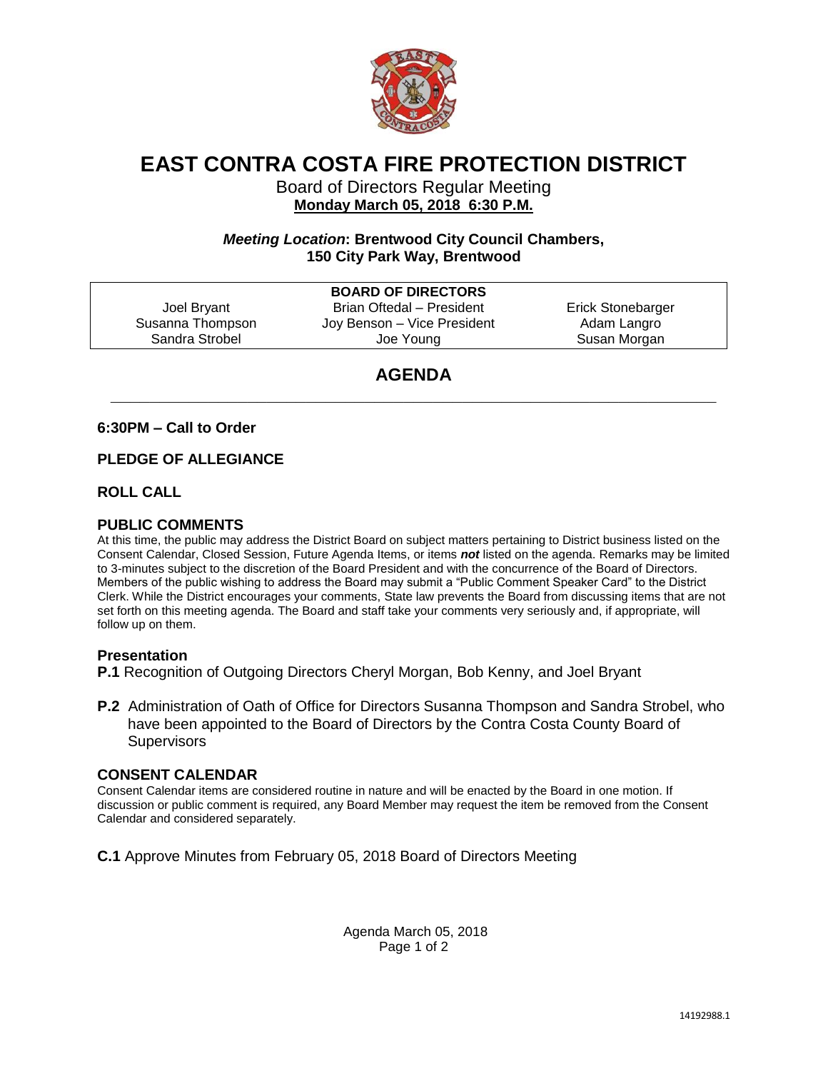# EAST CONTRA COSTA FIRE PROTECTION DISTRICT

Board of Directors Regular Meeting

**Monday March 05, 2018 6:30 P.M.**

***Meeting Location*: Brentwood City Council Chambers, 150 City Park Way, Brentwood**

| | **BOARD OF DIRECTORS** | |
|---|---|---|
| Joel Bryant | Brian Oftedal – President | Erick Stonebarger |
| Susanna Thompson | Joy Benson – Vice President | Adam Langro |
| Sandra Strobel | Joe Young | Susan Morgan |

## AGENDA

### 6:30PM – Call to Order

### PLEDGE OF ALLEGIANCE

### ROLL CALL

### PUBLIC COMMENTS

At this time, the public may address the District Board on subject matters pertaining to District business listed on the Consent Calendar, Closed Session, Future Agenda Items, or items ***not*** listed on the agenda. Remarks may be limited to 3-minutes subject to the discretion of the Board President and with the concurrence of the Board of Directors. Members of the public wishing to address the Board may submit a "Public Comment Speaker Card" to the District Clerk. While the District encourages your comments, State law prevents the Board from discussing items that are not set forth on this meeting agenda. The Board and staff take your comments very seriously and, if appropriate, will follow up on them.

### Presentation

**P.1** Recognition of Outgoing Directors Cheryl Morgan, Bob Kenny, and Joel Bryant

**P.2** Administration of Oath of Office for Directors Susanna Thompson and Sandra Strobel, who have been appointed to the Board of Directors by the Contra Costa County Board of Supervisors

### CONSENT CALENDAR

Consent Calendar items are considered routine in nature and will be enacted by the Board in one motion. If discussion or public comment is required, any Board Member may request the item be removed from the Consent Calendar and considered separately.

**C.1** Approve Minutes from February 05, 2018 Board of Directors Meeting

14192988.1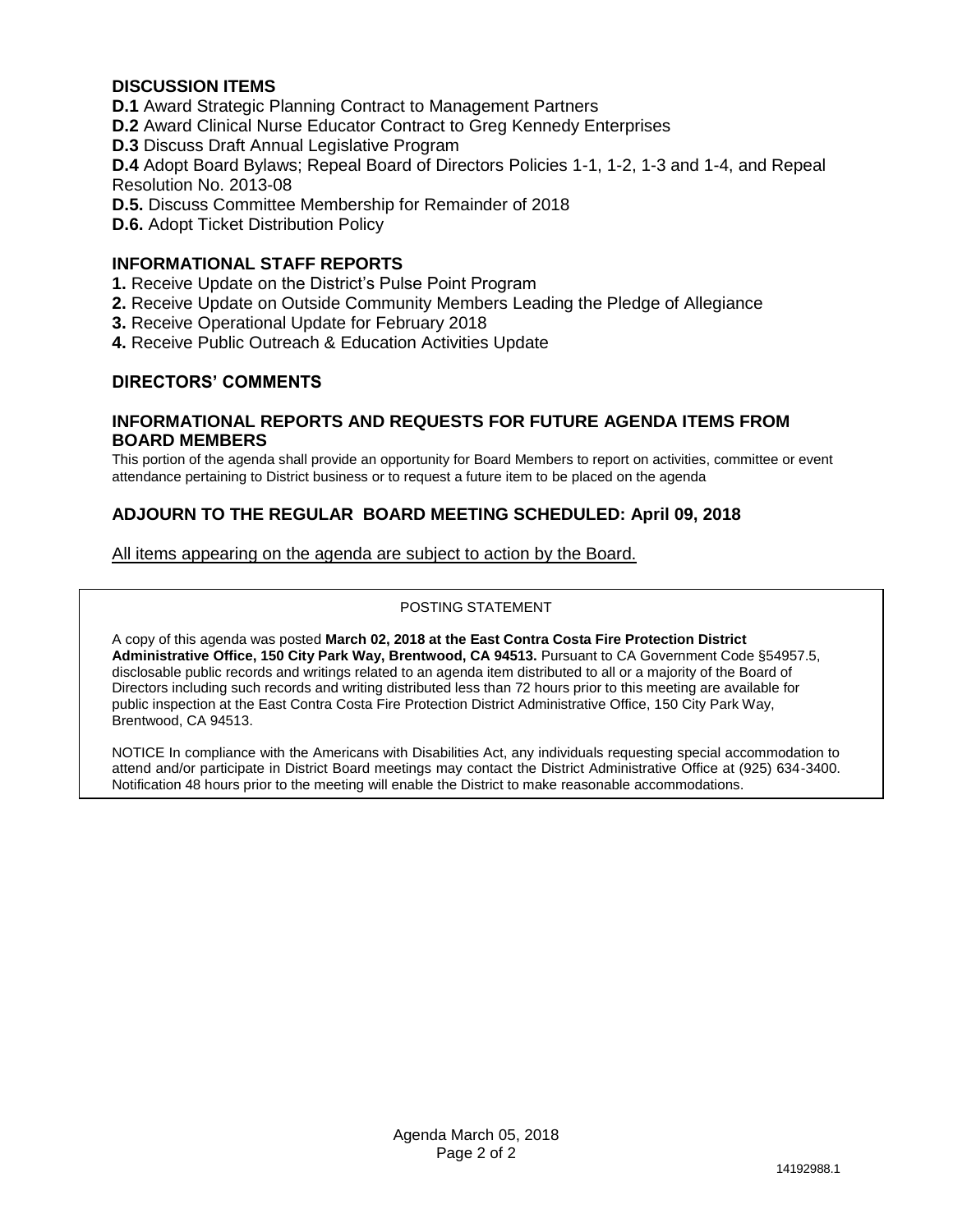## DISCUSSION ITEMS

**D.1** Award Strategic Planning Contract to Management Partners

**D.2** Award Clinical Nurse Educator Contract to Greg Kennedy Enterprises

**D.3** Discuss Draft Annual Legislative Program

**D.4** Adopt Board Bylaws; Repeal Board of Directors Policies 1-1, 1-2, 1-3 and 1-4, and Repeal Resolution No. 2013-08

**D.5.** Discuss Committee Membership for Remainder of 2018

**D.6.** Adopt Ticket Distribution Policy

## INFORMATIONAL STAFF REPORTS

**1.** Receive Update on the District's Pulse Point Program

**2.** Receive Update on Outside Community Members Leading the Pledge of Allegiance

**3.** Receive Operational Update for February 2018

**4.** Receive Public Outreach & Education Activities Update

## DIRECTORS' COMMENTS

## INFORMATIONAL REPORTS AND REQUESTS FOR FUTURE AGENDA ITEMS FROM BOARD MEMBERS

This portion of the agenda shall provide an opportunity for Board Members to report on activities, committee or event attendance pertaining to District business or to request a future item to be placed on the agenda

## ADJOURN TO THE REGULAR BOARD MEETING SCHEDULED: April 09, 2018

All items appearing on the agenda are subject to action by the Board.

POSTING STATEMENT

A copy of this agenda was posted **March 02, 2018 at the East Contra Costa Fire Protection District Administrative Office, 150 City Park Way, Brentwood, CA 94513.** Pursuant to CA Government Code §54957.5, disclosable public records and writings related to an agenda item distributed to all or a majority of the Board of Directors including such records and writing distributed less than 72 hours prior to this meeting are available for public inspection at the East Contra Costa Fire Protection District Administrative Office, 150 City Park Way, Brentwood, CA 94513.

NOTICE In compliance with the Americans with Disabilities Act, any individuals requesting special accommodation to attend and/or participate in District Board meetings may contact the District Administrative Office at (925) 634-3400. Notification 48 hours prior to the meeting will enable the District to make reasonable accommodations.

14192988.1